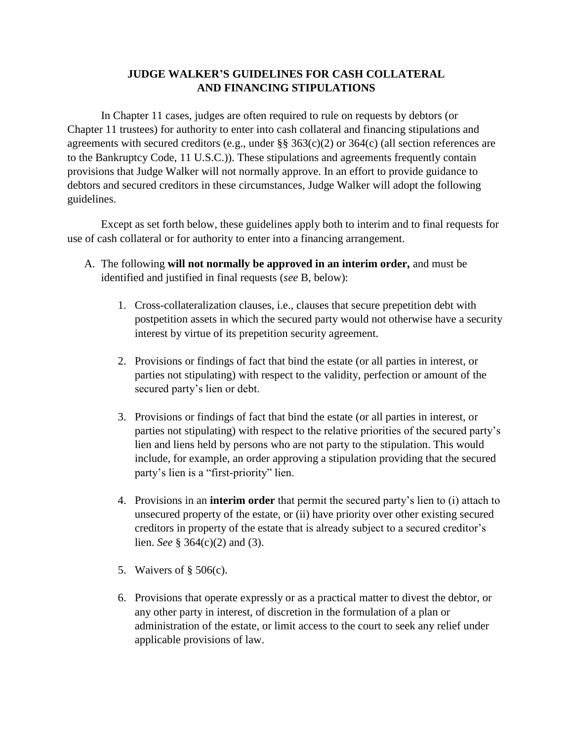# JUDGE WALKER'S GUIDELINES FOR CASH COLLATERAL AND FINANCING STIPULATIONS

In Chapter 11 cases, judges are often required to rule on requests by debtors (or Chapter 11 trustees) for authority to enter into cash collateral and financing stipulations and agreements with secured creditors (e.g., under §§ 363(c)(2) or 364(c) (all section references are to the Bankruptcy Code, 11 U.S.C.)). These stipulations and agreements frequently contain provisions that Judge Walker will not normally approve. In an effort to provide guidance to debtors and secured creditors in these circumstances, Judge Walker will adopt the following guidelines.

Except as set forth below, these guidelines apply both to interim and to final requests for use of cash collateral or for authority to enter into a financing arrangement.

A. The following **will not normally be approved in an interim order,** and must be identified and justified in final requests (*see* B, below):

   1. Cross-collateralization clauses, i.e., clauses that secure prepetition debt with postpetition assets in which the secured party would not otherwise have a security interest by virtue of its prepetition security agreement.

   2. Provisions or findings of fact that bind the estate (or all parties in interest, or parties not stipulating) with respect to the validity, perfection or amount of the secured party's lien or debt.

   3. Provisions or findings of fact that bind the estate (or all parties in interest, or parties not stipulating) with respect to the relative priorities of the secured party's lien and liens held by persons who are not party to the stipulation. This would include, for example, an order approving a stipulation providing that the secured party's lien is a "first-priority" lien.

   4. Provisions in an **interim order** that permit the secured party's lien to (i) attach to unsecured property of the estate, or (ii) have priority over other existing secured creditors in property of the estate that is already subject to a secured creditor's lien. *See* § 364(c)(2) and (3).

   5. Waivers of § 506(c).

   6. Provisions that operate expressly or as a practical matter to divest the debtor, or any other party in interest, of discretion in the formulation of a plan or administration of the estate, or limit access to the court to seek any relief under applicable provisions of law.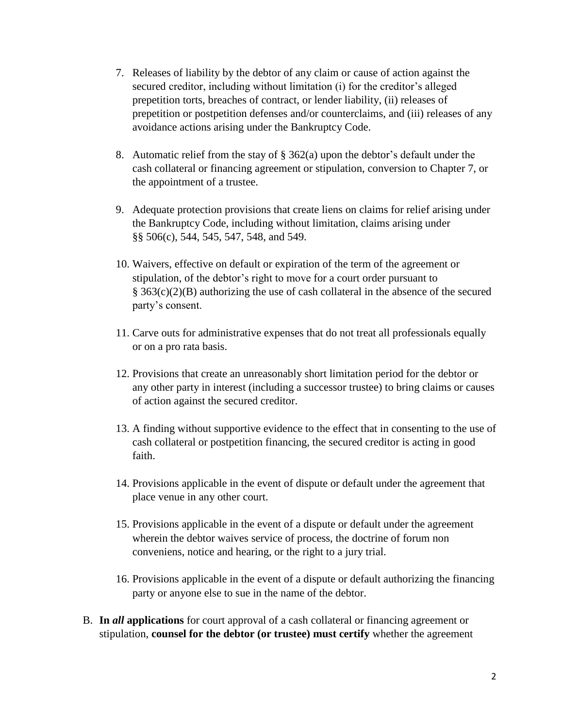7. Releases of liability by the debtor of any claim or cause of action against the secured creditor, including without limitation (i) for the creditor's alleged prepetition torts, breaches of contract, or lender liability, (ii) releases of prepetition or postpetition defenses and/or counterclaims, and (iii) releases of any avoidance actions arising under the Bankruptcy Code.

8. Automatic relief from the stay of § 362(a) upon the debtor's default under the cash collateral or financing agreement or stipulation, conversion to Chapter 7, or the appointment of a trustee.

9. Adequate protection provisions that create liens on claims for relief arising under the Bankruptcy Code, including without limitation, claims arising under §§ 506(c), 544, 545, 547, 548, and 549.

10. Waivers, effective on default or expiration of the term of the agreement or stipulation, of the debtor's right to move for a court order pursuant to § 363(c)(2)(B) authorizing the use of cash collateral in the absence of the secured party's consent.

11. Carve outs for administrative expenses that do not treat all professionals equally or on a pro rata basis.

12. Provisions that create an unreasonably short limitation period for the debtor or any other party in interest (including a successor trustee) to bring claims or causes of action against the secured creditor.

13. A finding without supportive evidence to the effect that in consenting to the use of cash collateral or postpetition financing, the secured creditor is acting in good faith.

14. Provisions applicable in the event of dispute or default under the agreement that place venue in any other court.

15. Provisions applicable in the event of a dispute or default under the agreement wherein the debtor waives service of process, the doctrine of forum non conveniens, notice and hearing, or the right to a jury trial.

16. Provisions applicable in the event of a dispute or default authorizing the financing party or anyone else to sue in the name of the debtor.

B. **In *all* applications** for court approval of a cash collateral or financing agreement or stipulation, **counsel for the debtor (or trustee) must certify** whether the agreement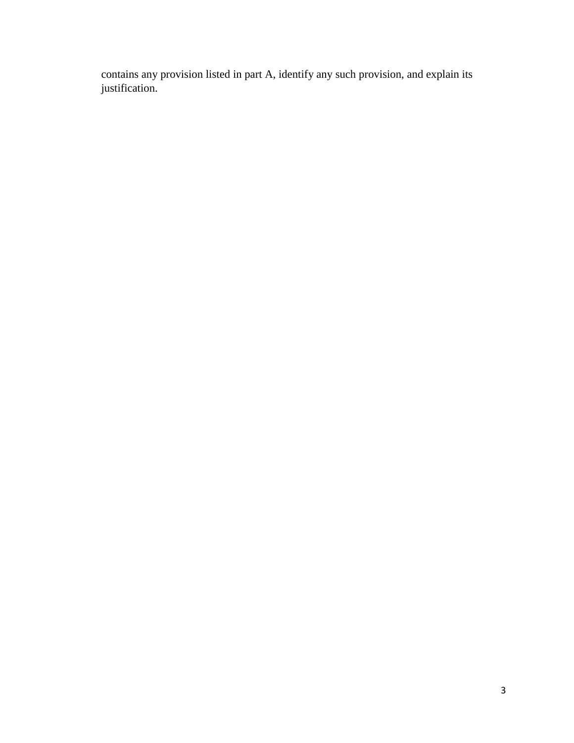contains any provision listed in part A, identify any such provision, and explain its justification.